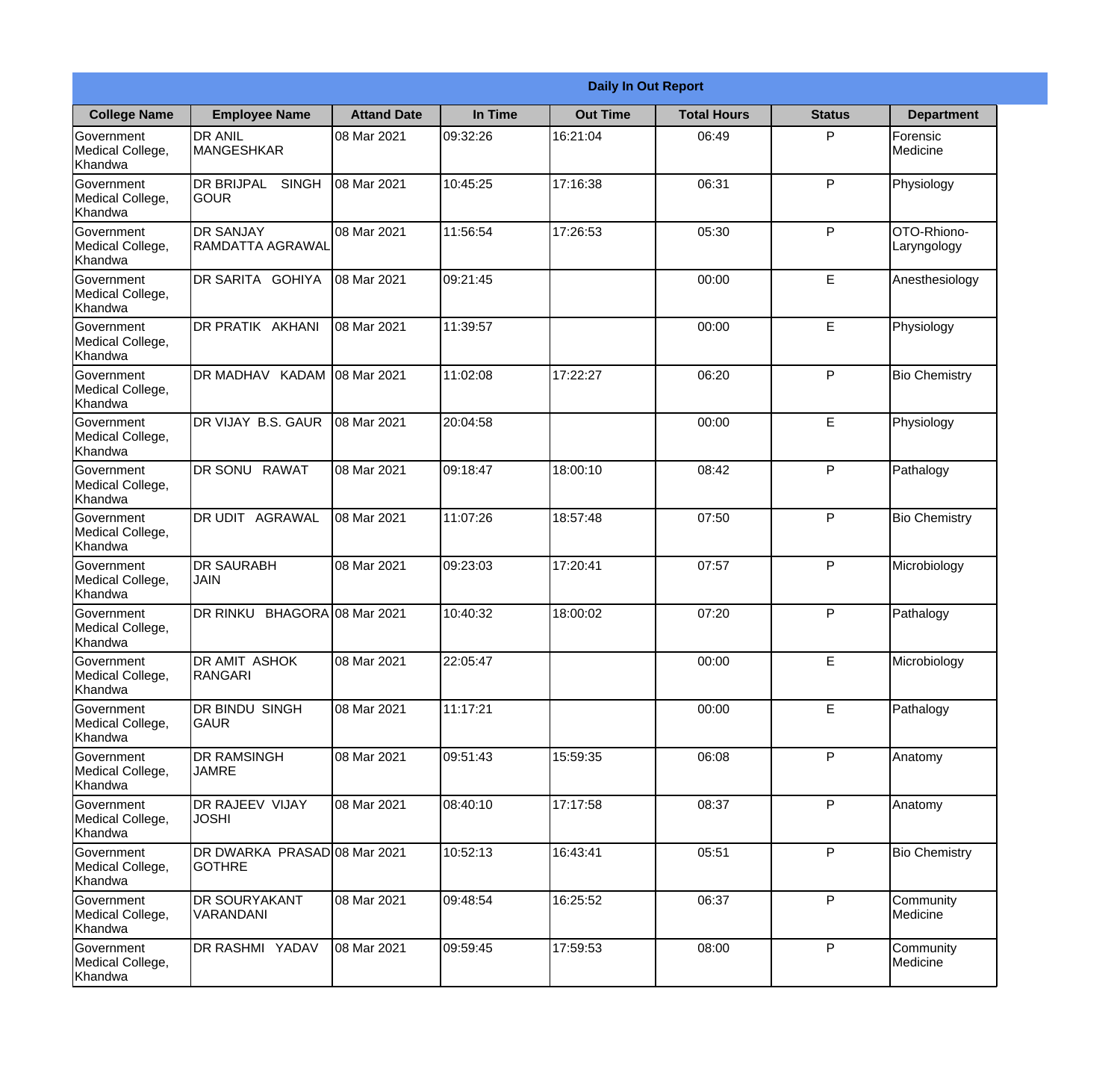**Daily In Out Report**

| College Name | Employee Name | Attand Date | In Time | Out Time | Total Hours | Status | Department |
|---|---|---|---|---|---|---|---|
| Government Medical College, Khandwa | DR ANIL MANGESHKAR | 08 Mar 2021 | 09:32:26 | 16:21:04 | 06:49 | P | Forensic Medicine |
| Government Medical College, Khandwa | DR BRIJPAL SINGH GOUR | 08 Mar 2021 | 10:45:25 | 17:16:38 | 06:31 | P | Physiology |
| Government Medical College, Khandwa | DR SANJAY RAMDATTA AGRAWAL | 08 Mar 2021 | 11:56:54 | 17:26:53 | 05:30 | P | OTO-Rhiono-Laryngology |
| Government Medical College, Khandwa | DR SARITA GOHIYA | 08 Mar 2021 | 09:21:45 | | 00:00 | E | Anesthesiology |
| Government Medical College, Khandwa | DR PRATIK AKHANI | 08 Mar 2021 | 11:39:57 | | 00:00 | E | Physiology |
| Government Medical College, Khandwa | DR MADHAV KADAM | 08 Mar 2021 | 11:02:08 | 17:22:27 | 06:20 | P | Bio Chemistry |
| Government Medical College, Khandwa | DR VIJAY B.S. GAUR | 08 Mar 2021 | 20:04:58 | | 00:00 | E | Physiology |
| Government Medical College, Khandwa | DR SONU RAWAT | 08 Mar 2021 | 09:18:47 | 18:00:10 | 08:42 | P | Pathalogy |
| Government Medical College, Khandwa | DR UDIT AGRAWAL | 08 Mar 2021 | 11:07:26 | 18:57:48 | 07:50 | P | Bio Chemistry |
| Government Medical College, Khandwa | DR SAURABH JAIN | 08 Mar 2021 | 09:23:03 | 17:20:41 | 07:57 | P | Microbiology |
| Government Medical College, Khandwa | DR RINKU BHAGORA | 08 Mar 2021 | 10:40:32 | 18:00:02 | 07:20 | P | Pathalogy |
| Government Medical College, Khandwa | DR AMIT ASHOK RANGARI | 08 Mar 2021 | 22:05:47 | | 00:00 | E | Microbiology |
| Government Medical College, Khandwa | DR BINDU SINGH GAUR | 08 Mar 2021 | 11:17:21 | | 00:00 | E | Pathalogy |
| Government Medical College, Khandwa | DR RAMSINGH JAMRE | 08 Mar 2021 | 09:51:43 | 15:59:35 | 06:08 | P | Anatomy |
| Government Medical College, Khandwa | DR RAJEEV VIJAY JOSHI | 08 Mar 2021 | 08:40:10 | 17:17:58 | 08:37 | P | Anatomy |
| Government Medical College, Khandwa | DR DWARKA PRASAD GOTHRE | 08 Mar 2021 | 10:52:13 | 16:43:41 | 05:51 | P | Bio Chemistry |
| Government Medical College, Khandwa | DR SOURYAKANT VARANDANI | 08 Mar 2021 | 09:48:54 | 16:25:52 | 06:37 | P | Community Medicine |
| Government Medical College, Khandwa | DR RASHMI YADAV | 08 Mar 2021 | 09:59:45 | 17:59:53 | 08:00 | P | Community Medicine |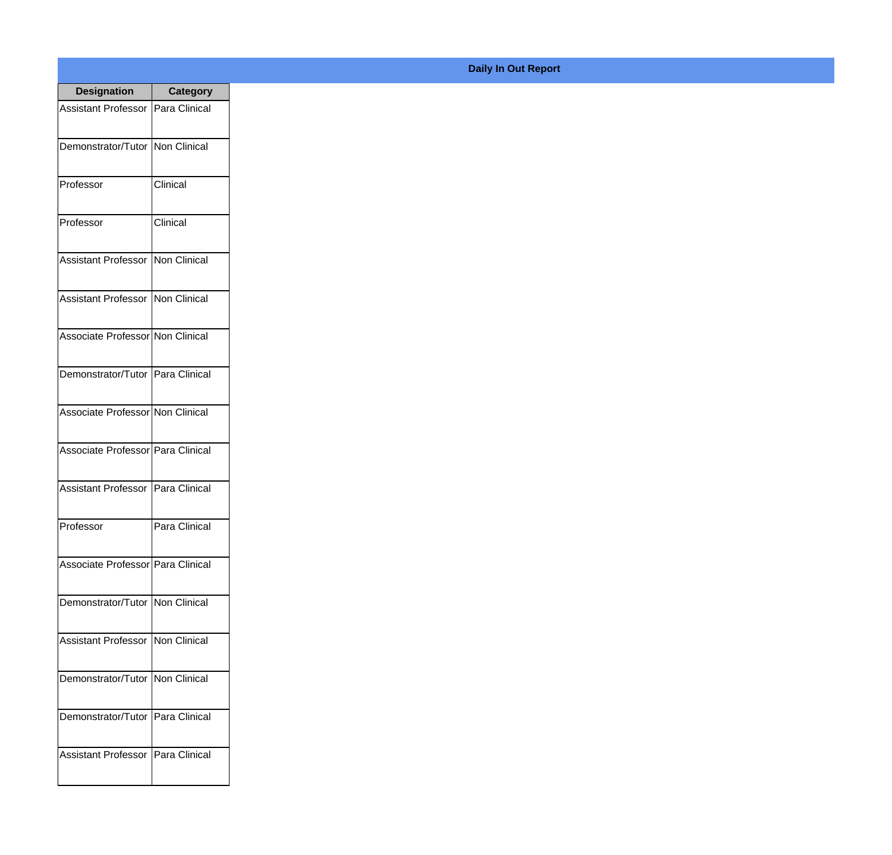**Daily In Out Report**

| Designation | Category |
|---|---|
| Assistant Professor | Para Clinical |
| Demonstrator/Tutor | Non Clinical |
| Professor | Clinical |
| Professor | Clinical |
| Assistant Professor | Non Clinical |
| Assistant Professor | Non Clinical |
| Associate Professor | Non Clinical |
| Demonstrator/Tutor | Para Clinical |
| Associate Professor | Non Clinical |
| Associate Professor | Para Clinical |
| Assistant Professor | Para Clinical |
| Professor | Para Clinical |
| Associate Professor | Para Clinical |
| Demonstrator/Tutor | Non Clinical |
| Assistant Professor | Non Clinical |
| Demonstrator/Tutor | Non Clinical |
| Demonstrator/Tutor | Para Clinical |
| Assistant Professor | Para Clinical |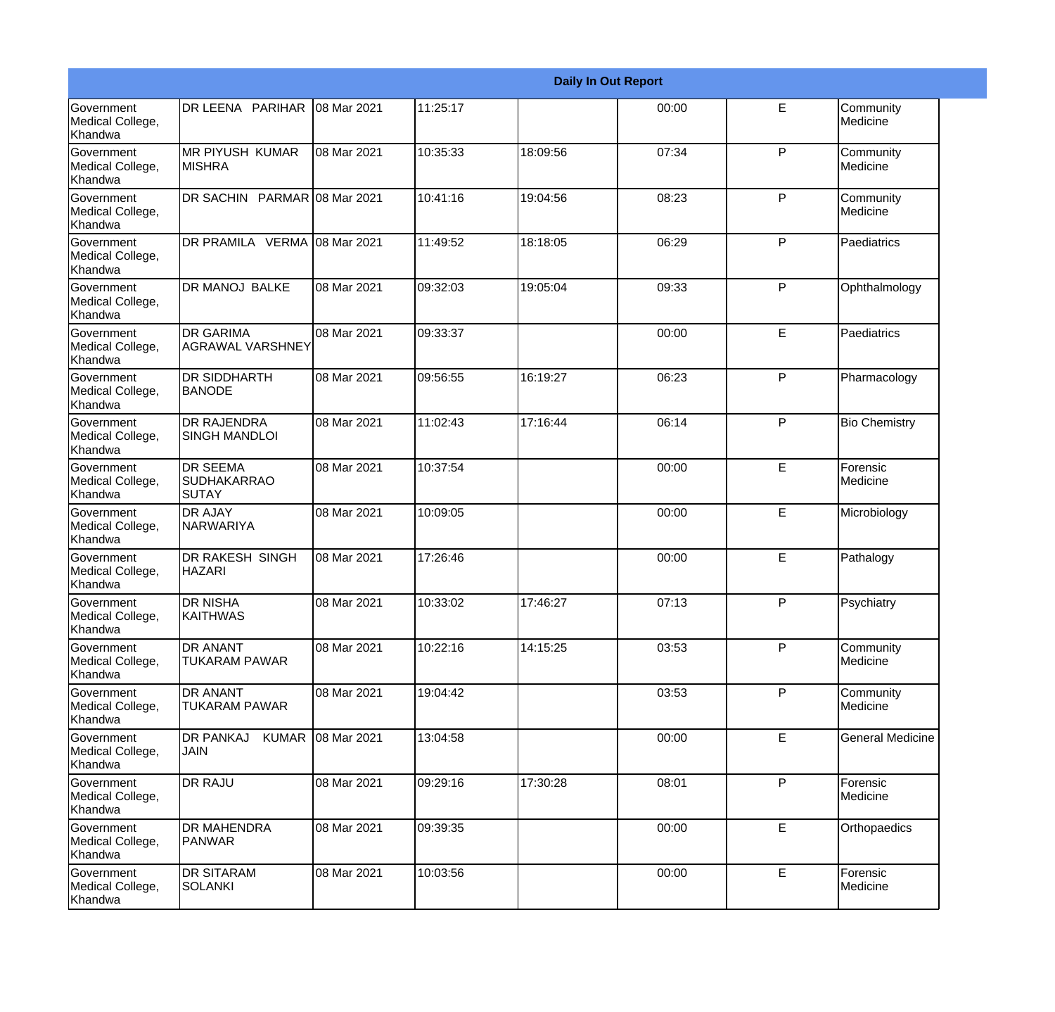| Daily In Out Report | | | | | | | |
|---|---|---|---|---|---|---|---|
| Government Medical College, Khandwa | DR LEENA PARIHAR | 08 Mar 2021 | 11:25:17 | | 00:00 | E | Community Medicine |
| Government Medical College, Khandwa | MR PIYUSH KUMAR MISHRA | 08 Mar 2021 | 10:35:33 | 18:09:56 | 07:34 | P | Community Medicine |
| Government Medical College, Khandwa | DR SACHIN PARMAR | 08 Mar 2021 | 10:41:16 | 19:04:56 | 08:23 | P | Community Medicine |
| Government Medical College, Khandwa | DR PRAMILA VERMA | 08 Mar 2021 | 11:49:52 | 18:18:05 | 06:29 | P | Paediatrics |
| Government Medical College, Khandwa | DR MANOJ BALKE | 08 Mar 2021 | 09:32:03 | 19:05:04 | 09:33 | P | Ophthalmology |
| Government Medical College, Khandwa | DR GARIMA AGRAWAL VARSHNEY | 08 Mar 2021 | 09:33:37 | | 00:00 | E | Paediatrics |
| Government Medical College, Khandwa | DR SIDDHARTH BANODE | 08 Mar 2021 | 09:56:55 | 16:19:27 | 06:23 | P | Pharmacology |
| Government Medical College, Khandwa | DR RAJENDRA SINGH MANDLOI | 08 Mar 2021 | 11:02:43 | 17:16:44 | 06:14 | P | Bio Chemistry |
| Government Medical College, Khandwa | DR SEEMA SUDHAKARRAO SUTAY | 08 Mar 2021 | 10:37:54 | | 00:00 | E | Forensic Medicine |
| Government Medical College, Khandwa | DR AJAY NARWARIYA | 08 Mar 2021 | 10:09:05 | | 00:00 | E | Microbiology |
| Government Medical College, Khandwa | DR RAKESH SINGH HAZARI | 08 Mar 2021 | 17:26:46 | | 00:00 | E | Pathalogy |
| Government Medical College, Khandwa | DR NISHA KAITHWAS | 08 Mar 2021 | 10:33:02 | 17:46:27 | 07:13 | P | Psychiatry |
| Government Medical College, Khandwa | DR ANANT TUKARAM PAWAR | 08 Mar 2021 | 10:22:16 | 14:15:25 | 03:53 | P | Community Medicine |
| Government Medical College, Khandwa | DR ANANT TUKARAM PAWAR | 08 Mar 2021 | 19:04:42 | | 03:53 | P | Community Medicine |
| Government Medical College, Khandwa | DR PANKAJ KUMAR JAIN | 08 Mar 2021 | 13:04:58 | | 00:00 | E | General Medicine |
| Government Medical College, Khandwa | DR RAJU | 08 Mar 2021 | 09:29:16 | 17:30:28 | 08:01 | P | Forensic Medicine |
| Government Medical College, Khandwa | DR MAHENDRA PANWAR | 08 Mar 2021 | 09:39:35 | | 00:00 | E | Orthopaedics |
| Government Medical College, Khandwa | DR SITARAM SOLANKI | 08 Mar 2021 | 10:03:56 | | 00:00 | E | Forensic Medicine |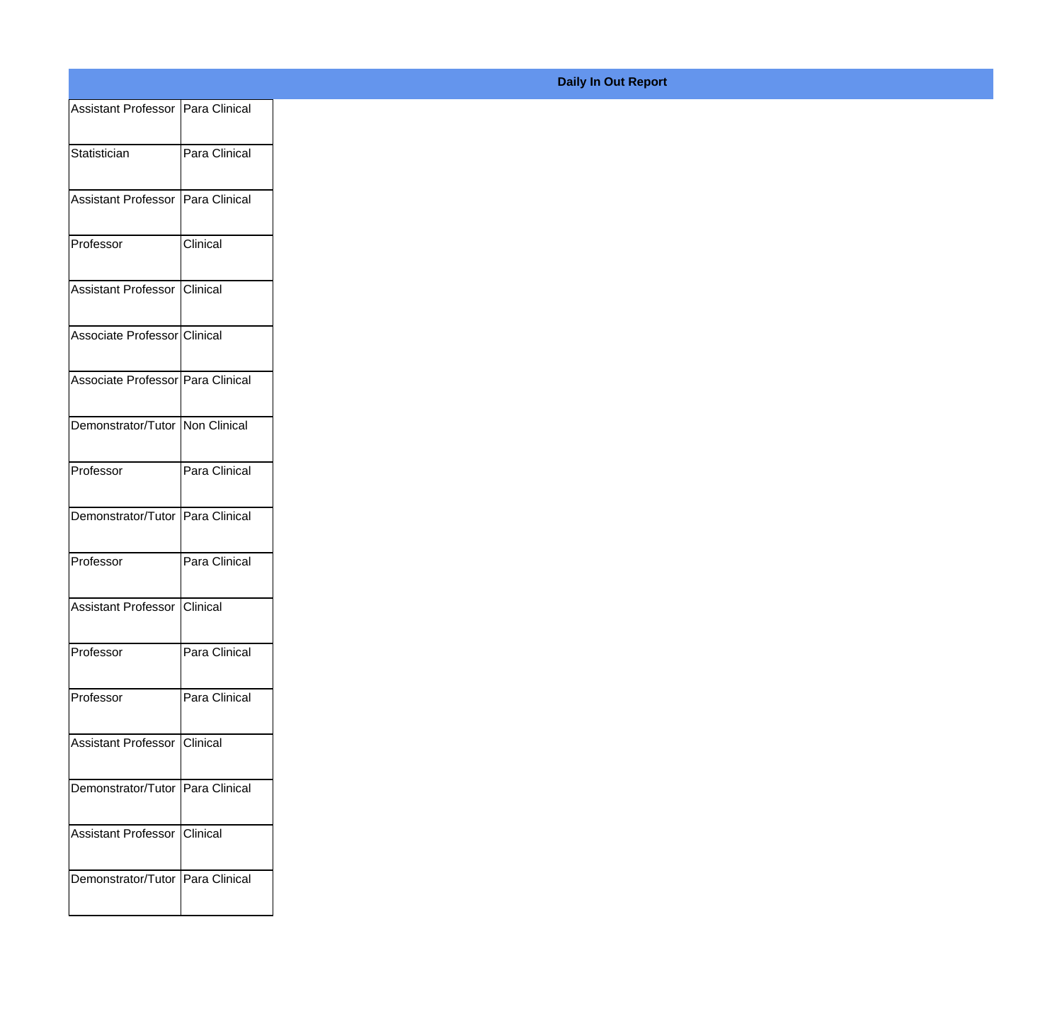**Daily In Out Report**

| | |
|---|---|
| Assistant Professor | Para Clinical |
| Statistician | Para Clinical |
| Assistant Professor | Para Clinical |
| Professor | Clinical |
| Assistant Professor | Clinical |
| Associate Professor | Clinical |
| Associate Professor | Para Clinical |
| Demonstrator/Tutor | Non Clinical |
| Professor | Para Clinical |
| Demonstrator/Tutor | Para Clinical |
| Professor | Para Clinical |
| Assistant Professor | Clinical |
| Professor | Para Clinical |
| Professor | Para Clinical |
| Assistant Professor | Clinical |
| Demonstrator/Tutor | Para Clinical |
| Assistant Professor | Clinical |
| Demonstrator/Tutor | Para Clinical |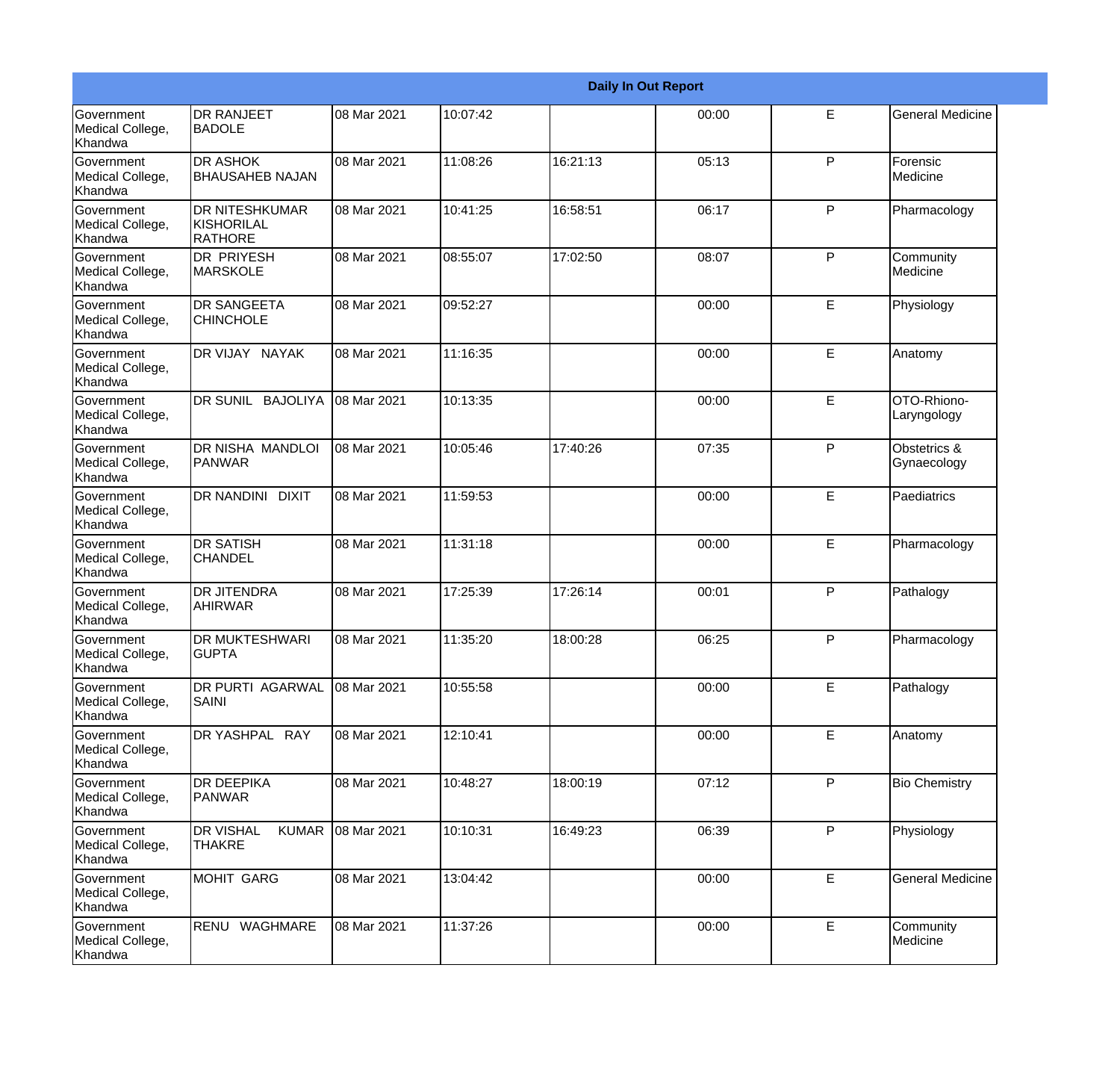| Daily In Out Report | | | | | | | |
|---|---|---|---|---|---|---|---|
| Government Medical College, Khandwa | DR RANJEET BADOLE | 08 Mar 2021 | 10:07:42 | | 00:00 | E | General Medicine |
| Government Medical College, Khandwa | DR ASHOK BHAUSAHEB NAJAN | 08 Mar 2021 | 11:08:26 | 16:21:13 | 05:13 | P | Forensic Medicine |
| Government Medical College, Khandwa | DR NITESHKUMAR KISHORILAL RATHORE | 08 Mar 2021 | 10:41:25 | 16:58:51 | 06:17 | P | Pharmacology |
| Government Medical College, Khandwa | DR PRIYESH MARSKOLE | 08 Mar 2021 | 08:55:07 | 17:02:50 | 08:07 | P | Community Medicine |
| Government Medical College, Khandwa | DR SANGEETA CHINCHOLE | 08 Mar 2021 | 09:52:27 | | 00:00 | E | Physiology |
| Government Medical College, Khandwa | DR VIJAY NAYAK | 08 Mar 2021 | 11:16:35 | | 00:00 | E | Anatomy |
| Government Medical College, Khandwa | DR SUNIL BAJOLIYA | 08 Mar 2021 | 10:13:35 | | 00:00 | E | OTO-Rhiono-Laryngology |
| Government Medical College, Khandwa | DR NISHA MANDLOI PANWAR | 08 Mar 2021 | 10:05:46 | 17:40:26 | 07:35 | P | Obstetrics & Gynaecology |
| Government Medical College, Khandwa | DR NANDINI DIXIT | 08 Mar 2021 | 11:59:53 | | 00:00 | E | Paediatrics |
| Government Medical College, Khandwa | DR SATISH CHANDEL | 08 Mar 2021 | 11:31:18 | | 00:00 | E | Pharmacology |
| Government Medical College, Khandwa | DR JITENDRA AHIRWAR | 08 Mar 2021 | 17:25:39 | 17:26:14 | 00:01 | P | Pathalogy |
| Government Medical College, Khandwa | DR MUKTESHWARI GUPTA | 08 Mar 2021 | 11:35:20 | 18:00:28 | 06:25 | P | Pharmacology |
| Government Medical College, Khandwa | DR PURTI AGARWAL SAINI | 08 Mar 2021 | 10:55:58 | | 00:00 | E | Pathalogy |
| Government Medical College, Khandwa | DR YASHPAL RAY | 08 Mar 2021 | 12:10:41 | | 00:00 | E | Anatomy |
| Government Medical College, Khandwa | DR DEEPIKA PANWAR | 08 Mar 2021 | 10:48:27 | 18:00:19 | 07:12 | P | Bio Chemistry |
| Government Medical College, Khandwa | DR VISHAL KUMAR THAKRE | 08 Mar 2021 | 10:10:31 | 16:49:23 | 06:39 | P | Physiology |
| Government Medical College, Khandwa | MOHIT GARG | 08 Mar 2021 | 13:04:42 | | 00:00 | E | General Medicine |
| Government Medical College, Khandwa | RENU WAGHMARE | 08 Mar 2021 | 11:37:26 | | 00:00 | E | Community Medicine |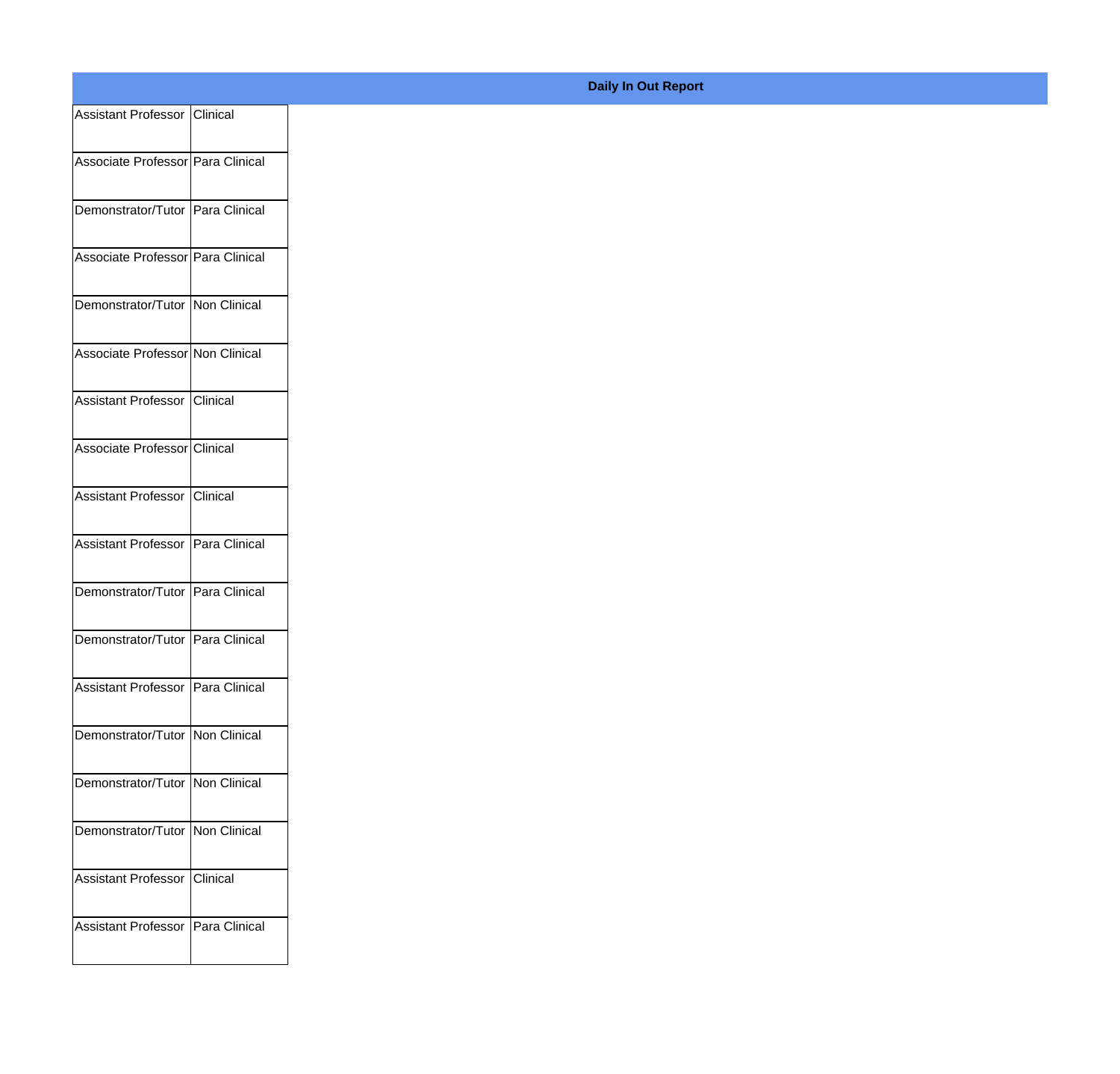**Daily In Out Report**

| | |
|---|---|
| Assistant Professor | Clinical |
| Associate Professor | Para Clinical |
| Demonstrator/Tutor | Para Clinical |
| Associate Professor | Para Clinical |
| Demonstrator/Tutor | Non Clinical |
| Associate Professor | Non Clinical |
| Assistant Professor | Clinical |
| Associate Professor | Clinical |
| Assistant Professor | Clinical |
| Assistant Professor | Para Clinical |
| Demonstrator/Tutor | Para Clinical |
| Demonstrator/Tutor | Para Clinical |
| Assistant Professor | Para Clinical |
| Demonstrator/Tutor | Non Clinical |
| Demonstrator/Tutor | Non Clinical |
| Demonstrator/Tutor | Non Clinical |
| Assistant Professor | Clinical |
| Assistant Professor | Para Clinical |